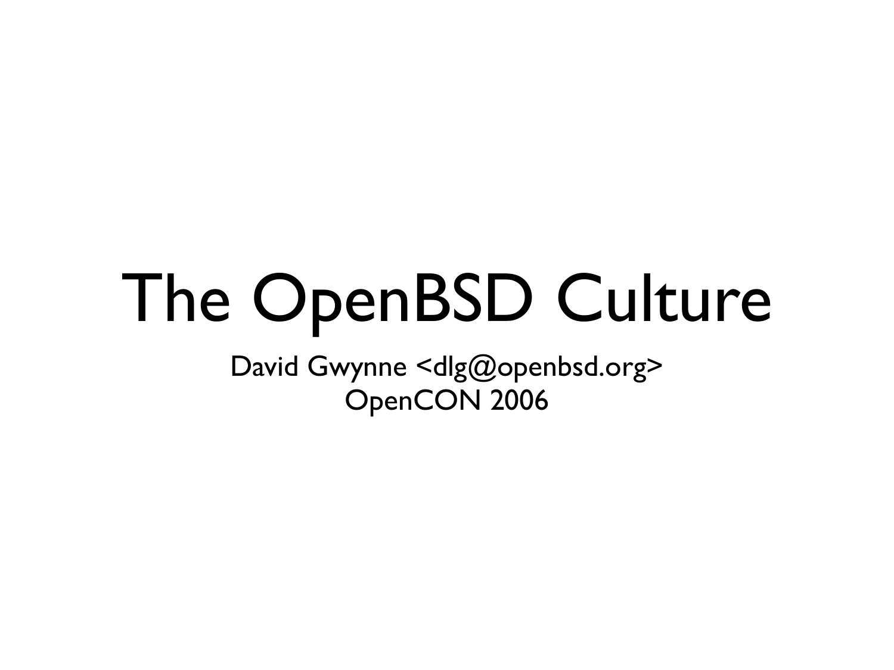# The OpenBSD Culture

David Gwynne <dlg@openbsd.org>
OpenCON 2006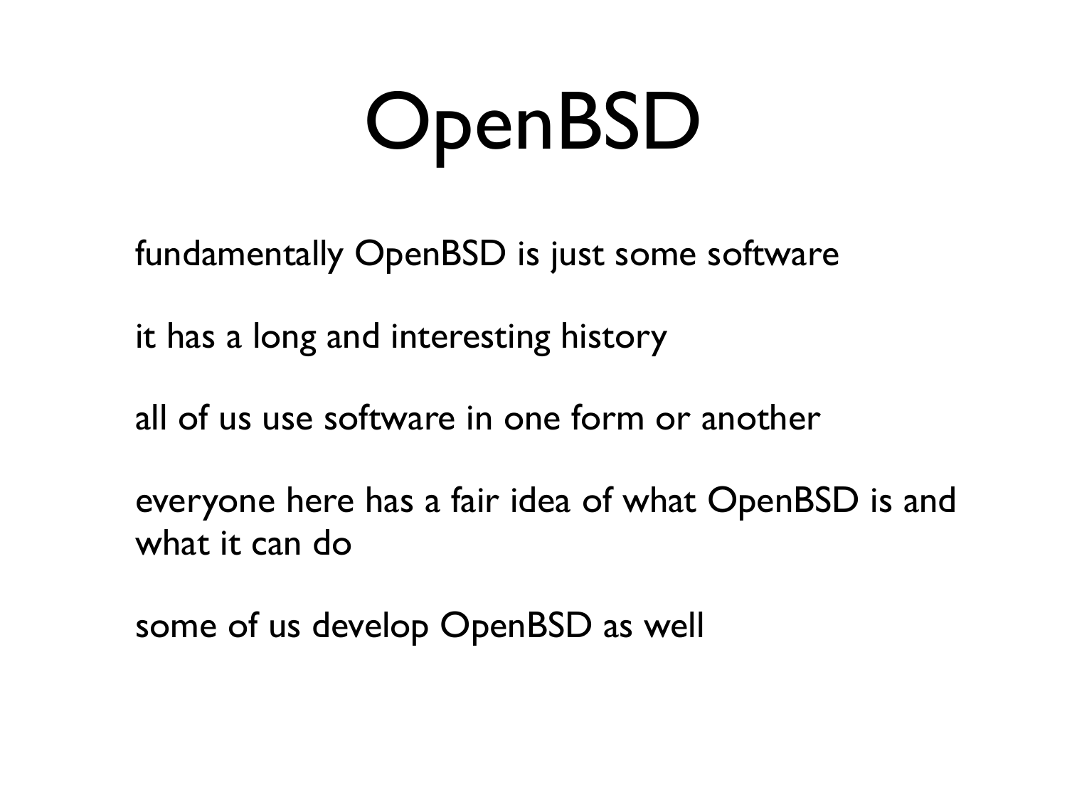# OpenBSD

fundamentally OpenBSD is just some software

it has a long and interesting history

all of us use software in one form or another

everyone here has a fair idea of what OpenBSD is and what it can do

some of us develop OpenBSD as well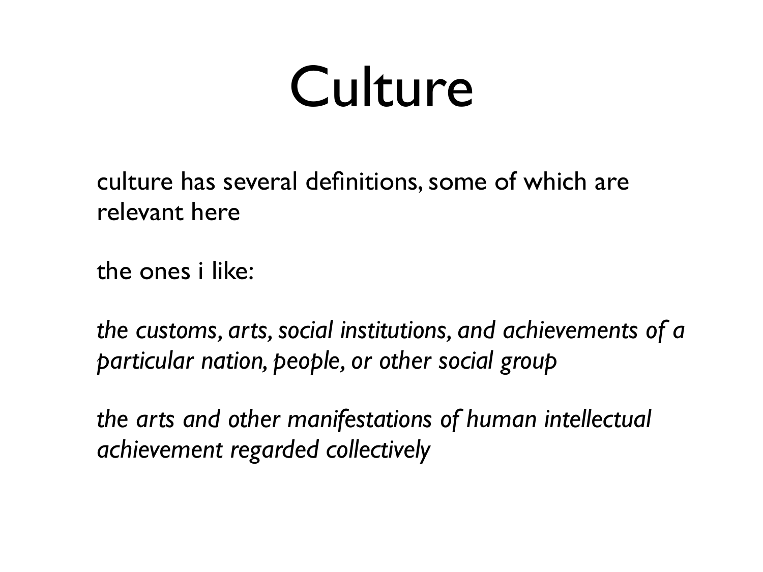# Culture

culture has several definitions, some of which are relevant here

the ones i like:

*the customs, arts, social institutions, and achievements of a particular nation, people, or other social group*

*the arts and other manifestations of human intellectual achievement regarded collectively*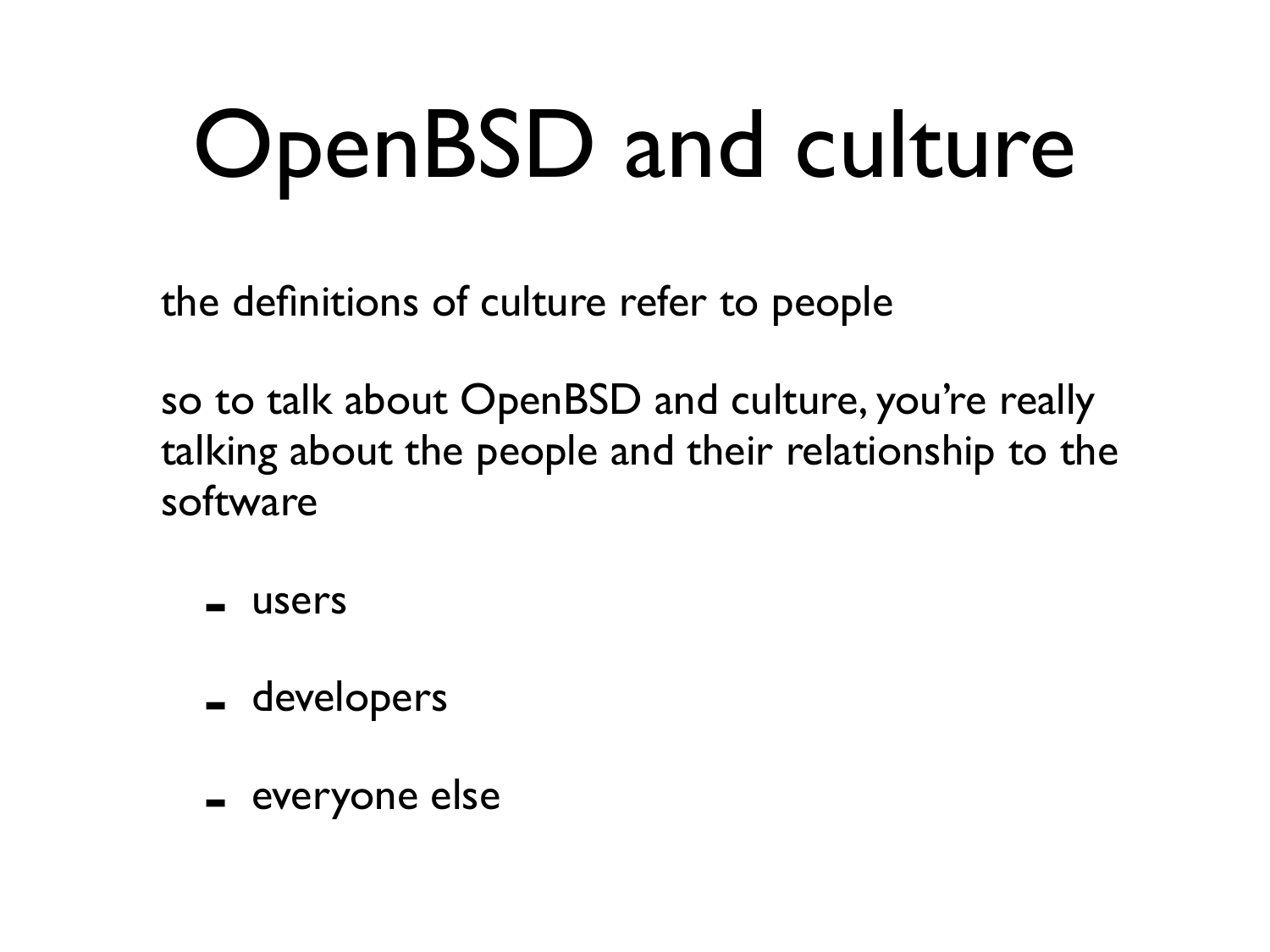# OpenBSD and culture

the definitions of culture refer to people

so to talk about OpenBSD and culture, you're really talking about the people and their relationship to the software

- users
- developers
- everyone else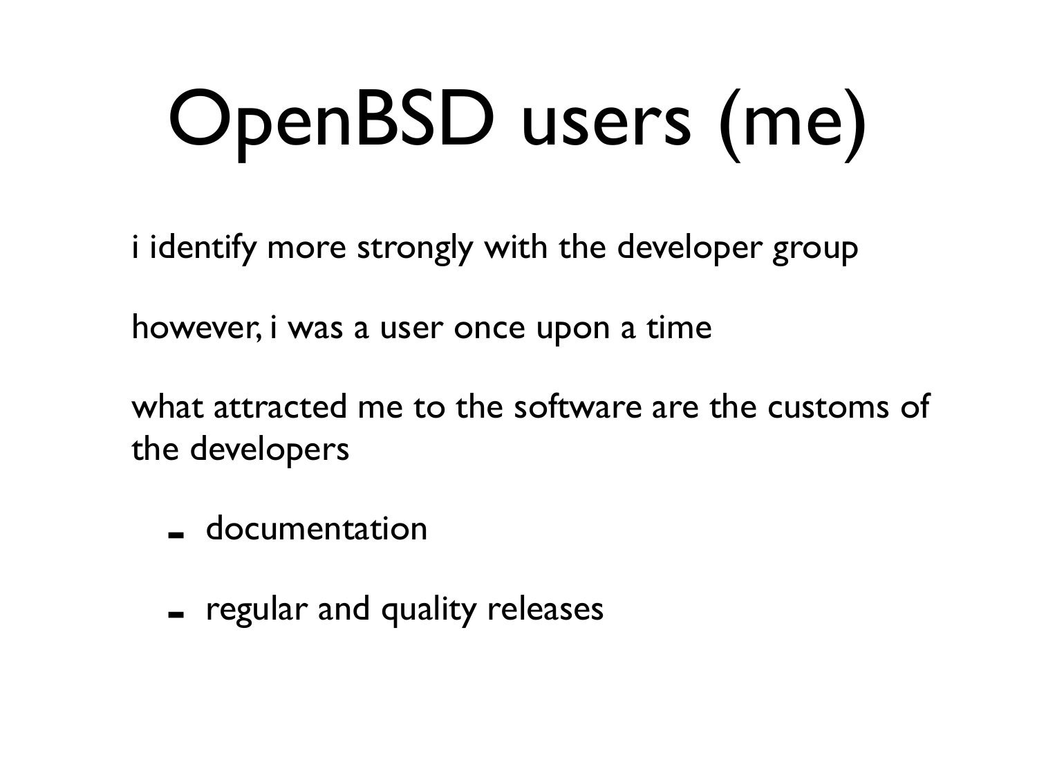# OpenBSD users (me)

i identify more strongly with the developer group

however, i was a user once upon a time

what attracted me to the software are the customs of the developers

- documentation
- regular and quality releases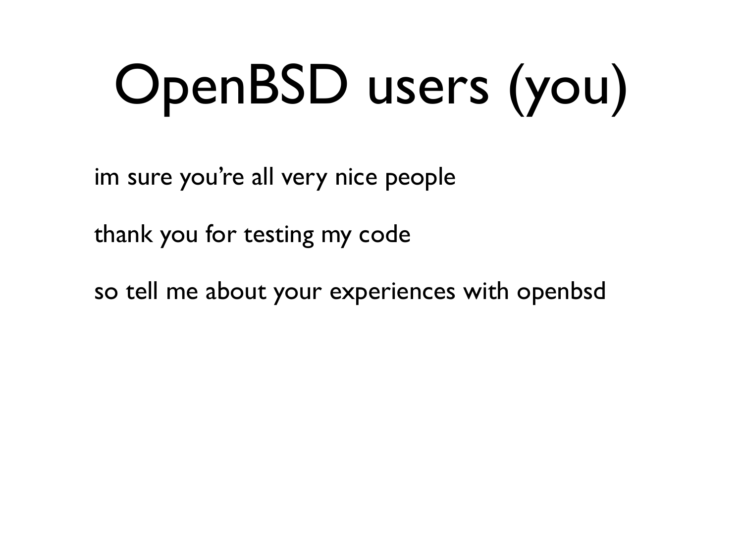# OpenBSD users (you)

im sure you're all very nice people

thank you for testing my code

so tell me about your experiences with openbsd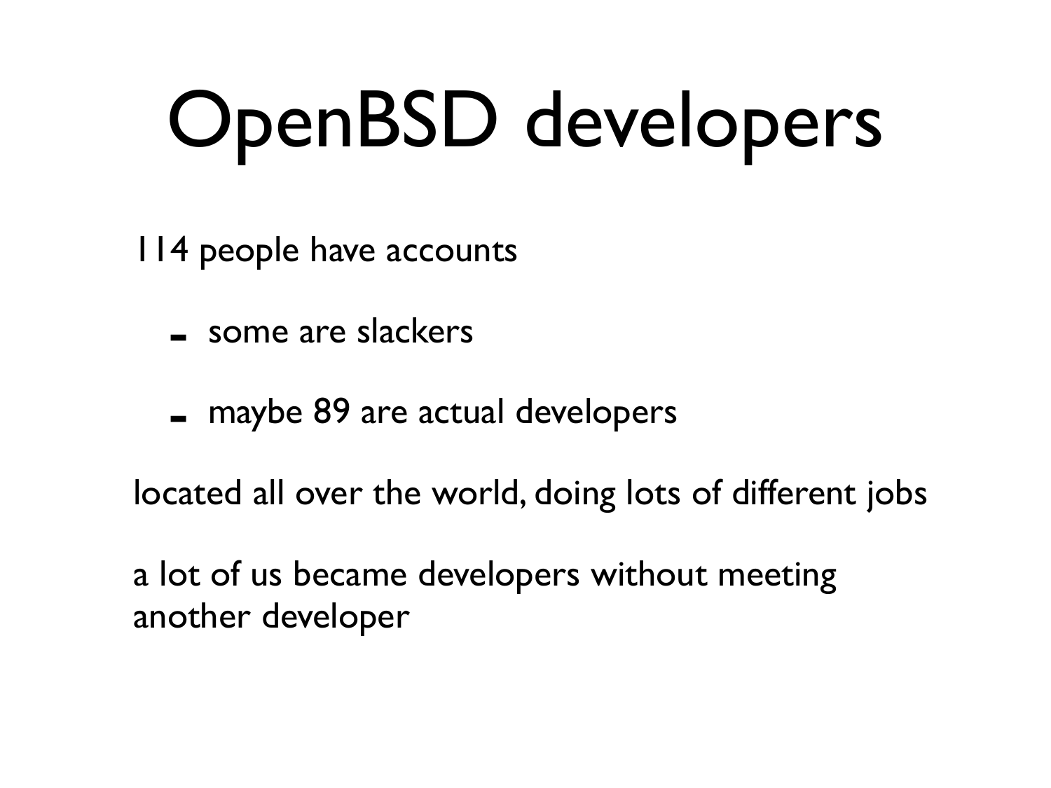# OpenBSD developers

114 people have accounts

- some are slackers
- maybe 89 are actual developers

located all over the world, doing lots of different jobs

a lot of us became developers without meeting another developer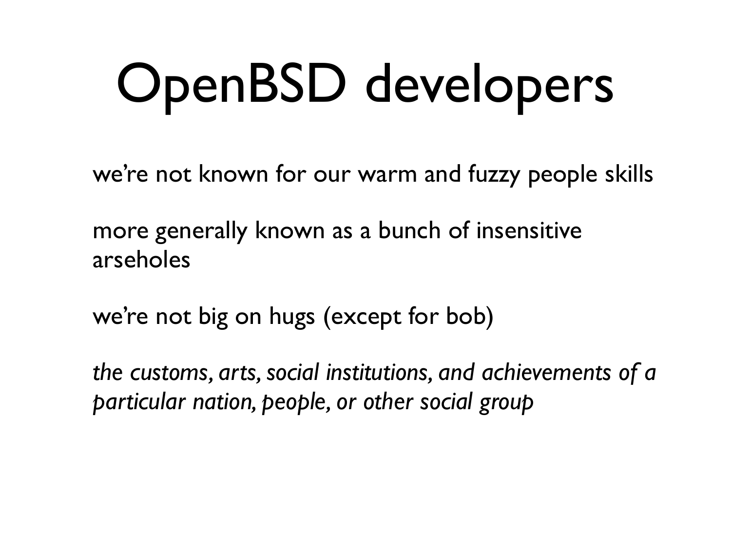# OpenBSD developers

we're not known for our warm and fuzzy people skills

more generally known as a bunch of insensitive arseholes

we're not big on hugs (except for bob)

*the customs, arts, social institutions, and achievements of a particular nation, people, or other social group*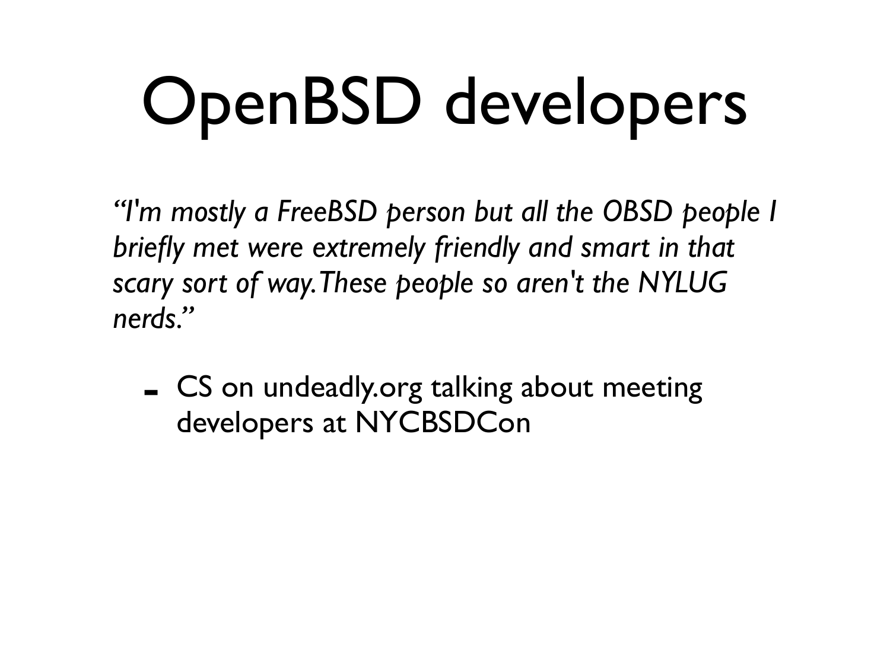# OpenBSD developers

*"I'm mostly a FreeBSD person but all the OBSD people I briefly met were extremely friendly and smart in that scary sort of way.These people so aren't the NYLUG nerds."*

- CS on undeadly.org talking about meeting developers at NYCBSDCon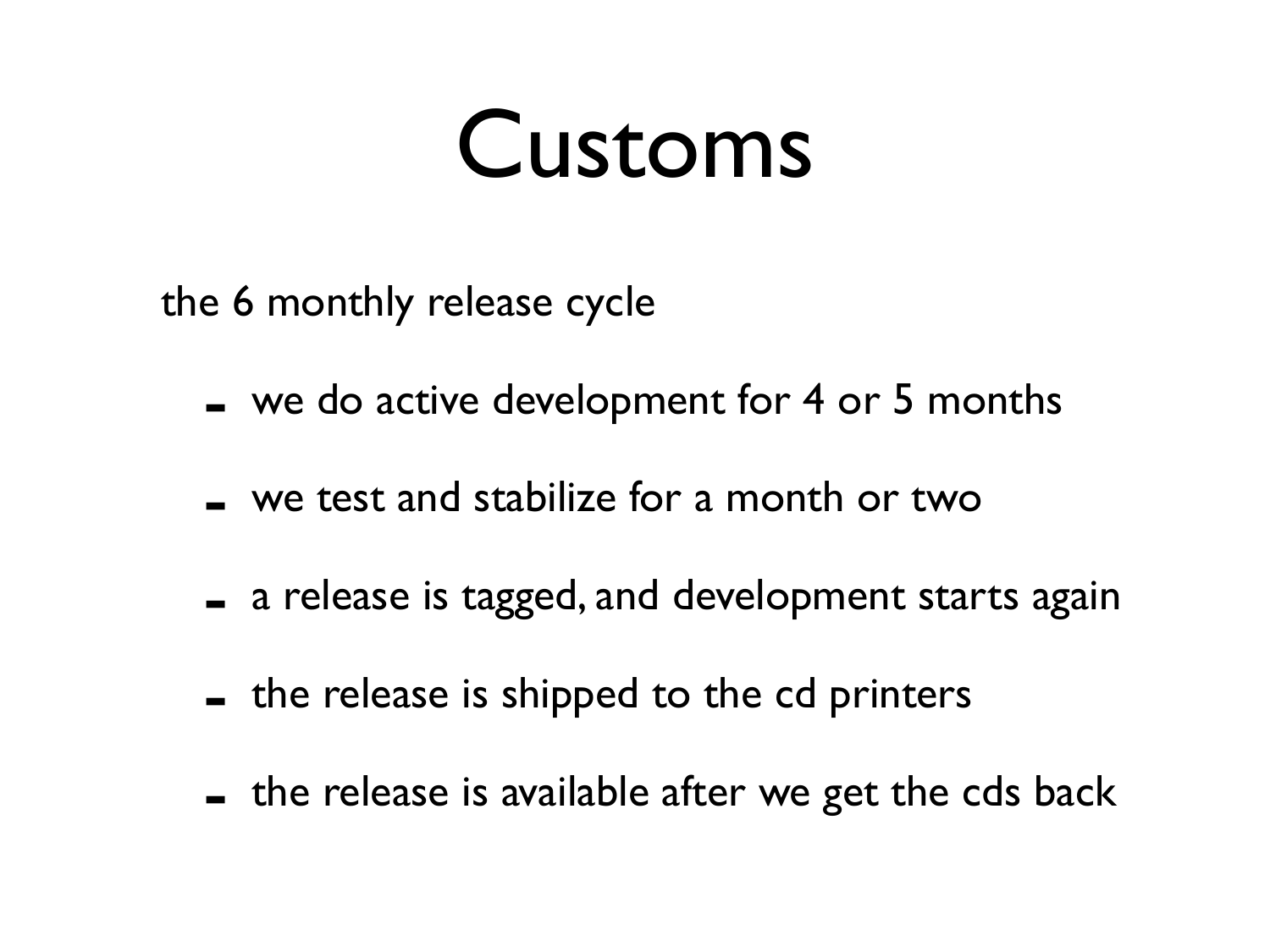# Customs

the 6 monthly release cycle

- we do active development for 4 or 5 months
- we test and stabilize for a month or two
- a release is tagged, and development starts again
- the release is shipped to the cd printers
- the release is available after we get the cds back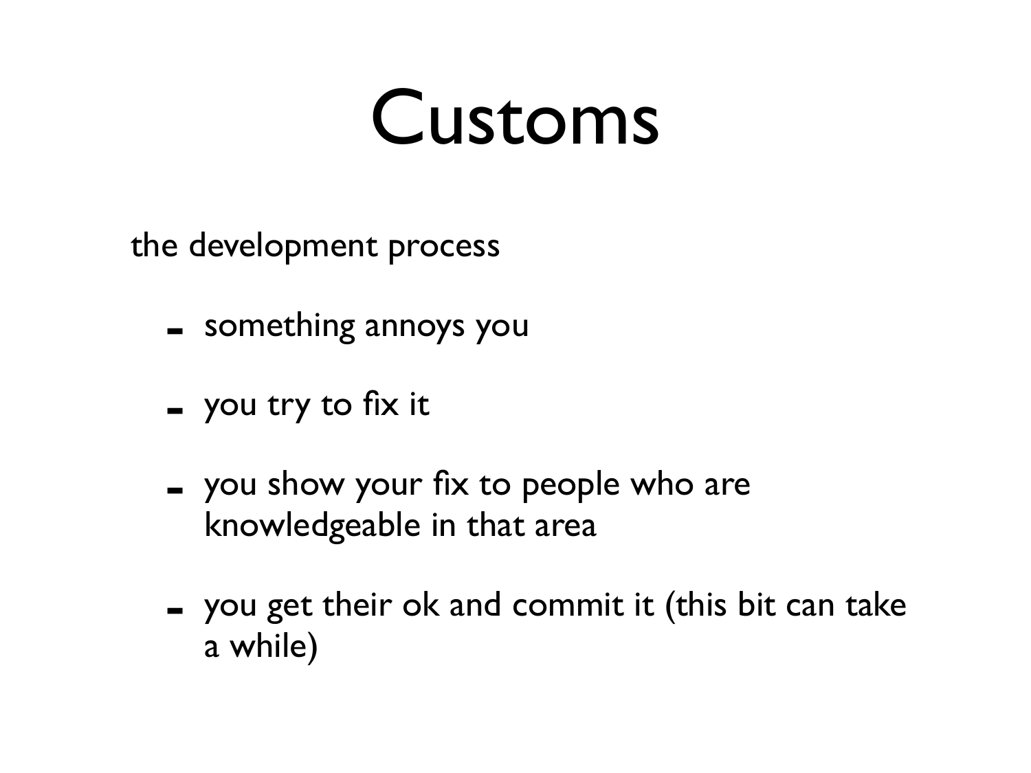# Customs

the development process

- something annoys you
- you try to fix it
- you show your fix to people who are knowledgeable in that area
- you get their ok and commit it (this bit can take a while)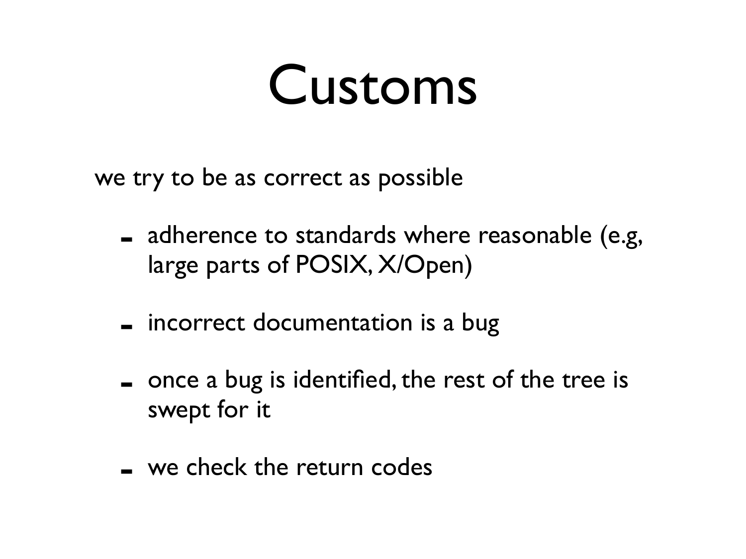# Customs

we try to be as correct as possible

- adherence to standards where reasonable (e.g, large parts of POSIX, X/Open)
- incorrect documentation is a bug
- once a bug is identified, the rest of the tree is swept for it
- we check the return codes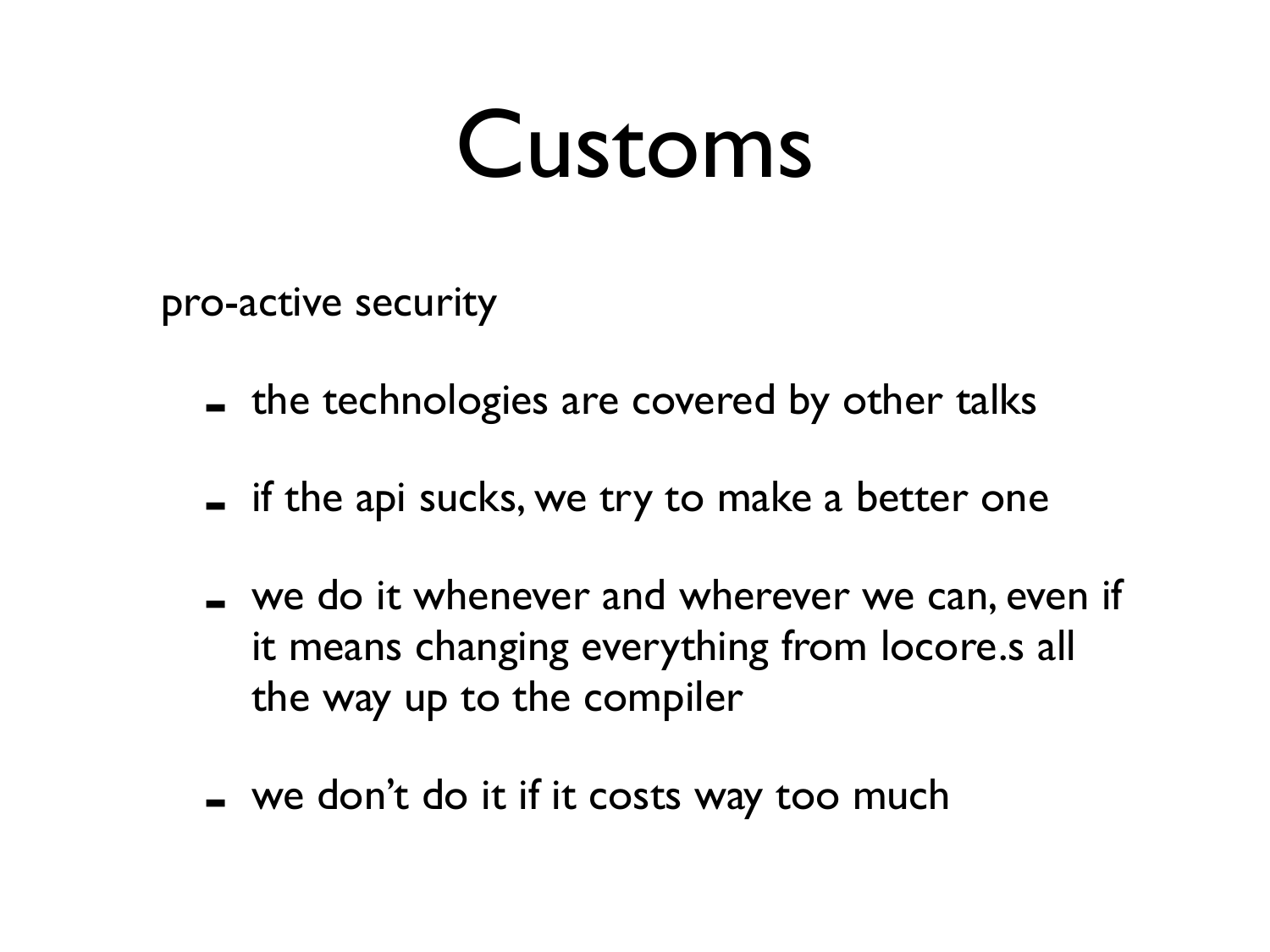# Customs

pro-active security

- the technologies are covered by other talks
- if the api sucks, we try to make a better one
- we do it whenever and wherever we can, even if it means changing everything from locore.s all the way up to the compiler
- we don't do it if it costs way too much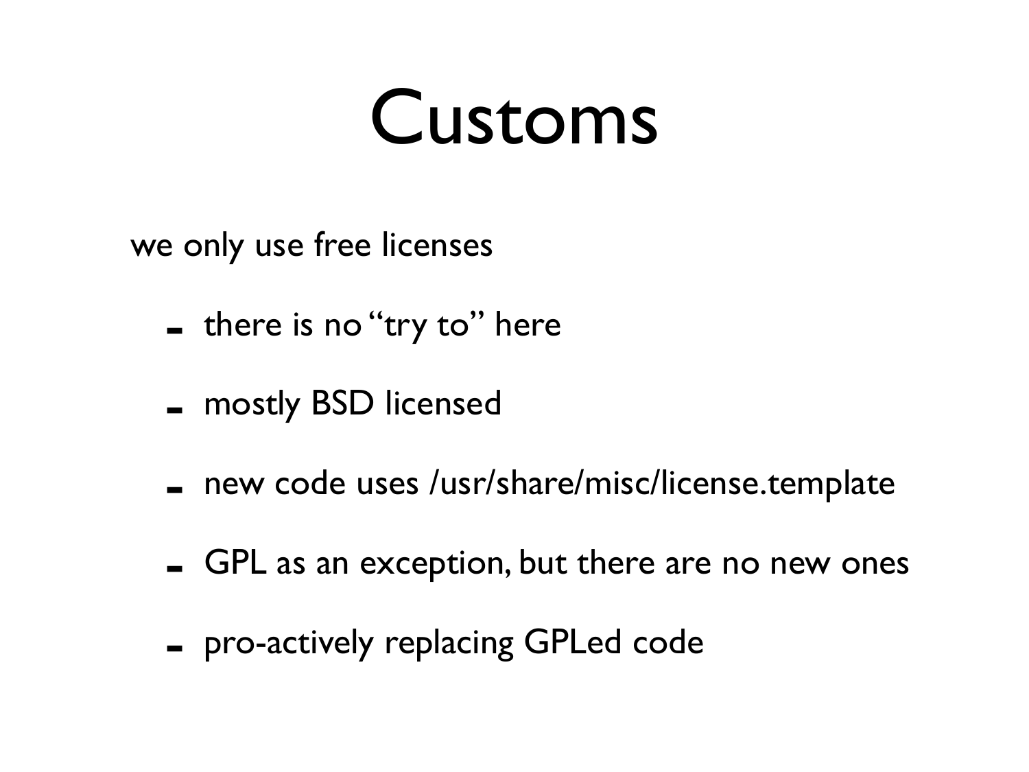# Customs

we only use free licenses

- there is no "try to" here
- mostly BSD licensed
- new code uses /usr/share/misc/license.template
- GPL as an exception, but there are no new ones
- pro-actively replacing GPLed code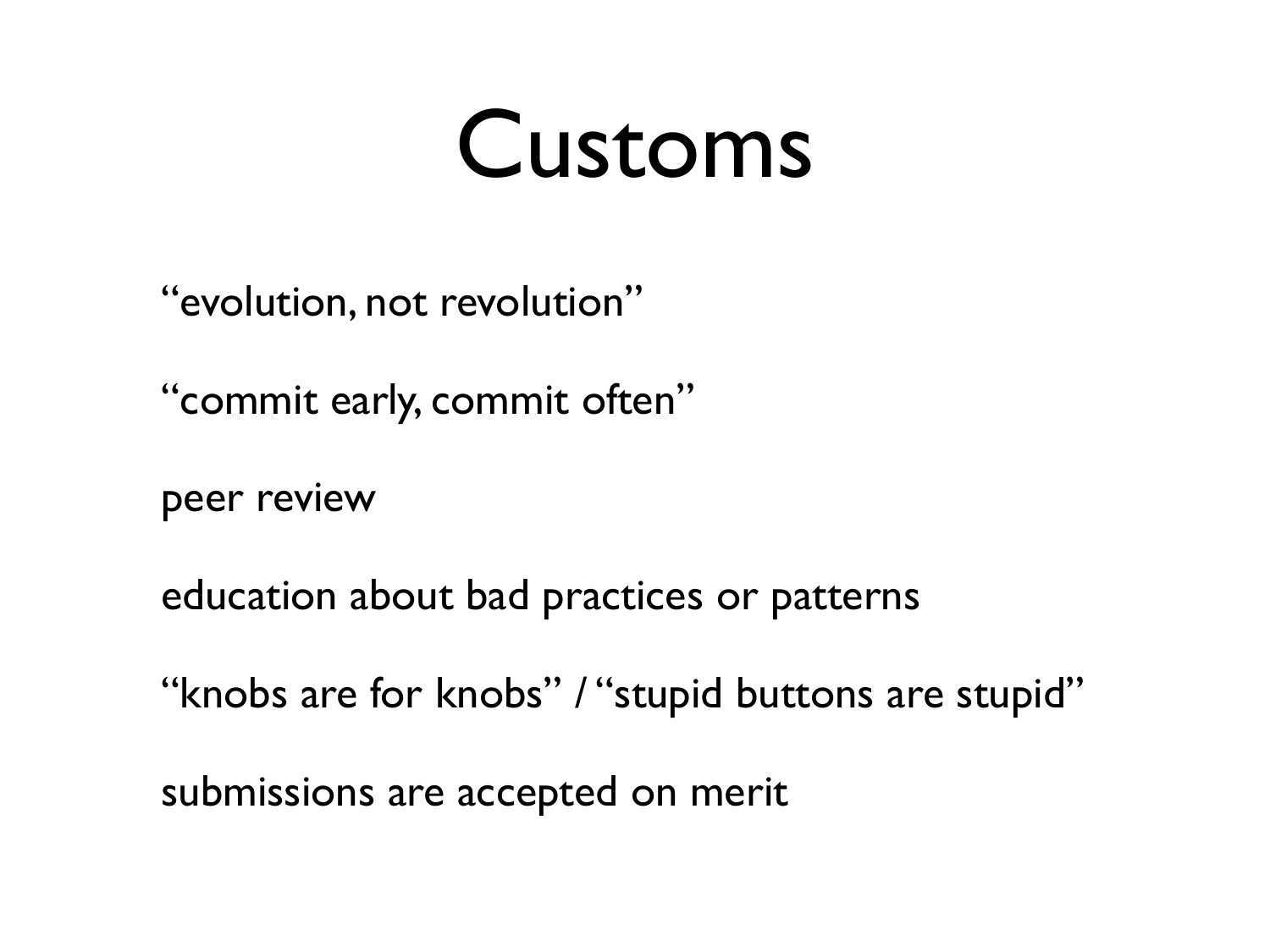# Customs

“evolution, not revolution”

“commit early, commit often”

peer review

education about bad practices or patterns

“knobs are for knobs” / “stupid buttons are stupid”

submissions are accepted on merit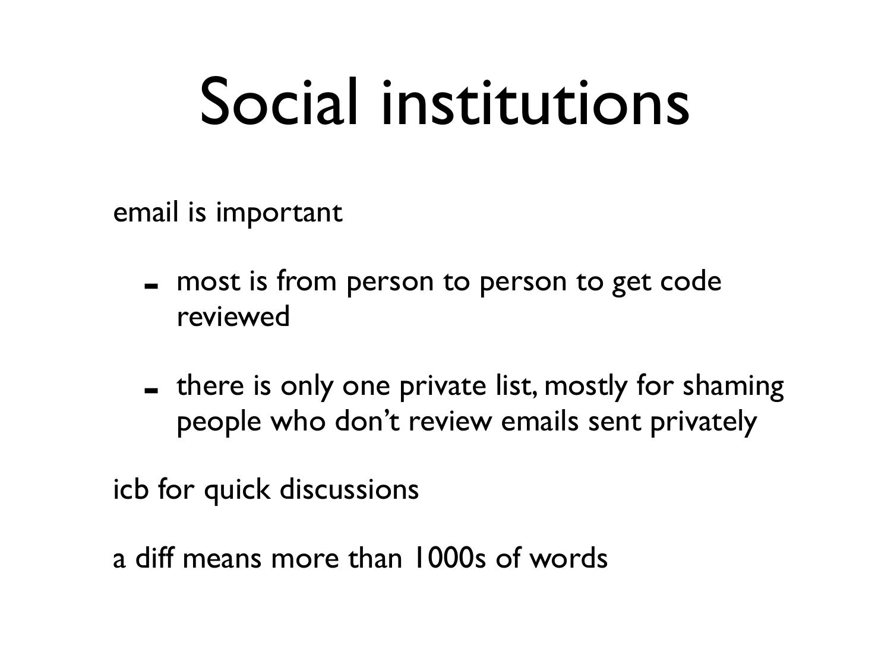# Social institutions

email is important

- most is from person to person to get code reviewed
- there is only one private list, mostly for shaming people who don't review emails sent privately

icb for quick discussions

a diff means more than 1000s of words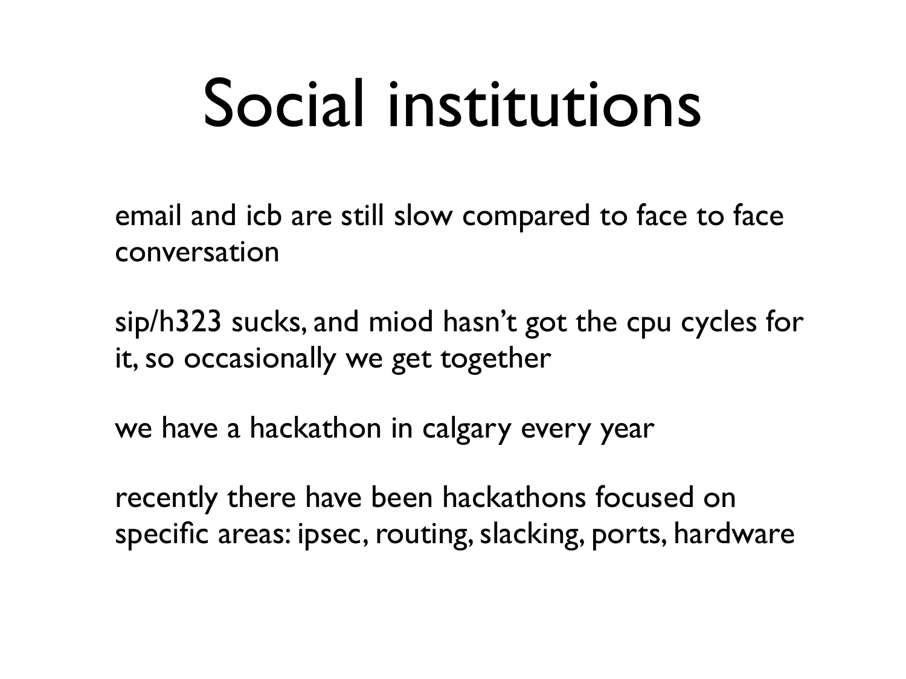# Social institutions

email and icb are still slow compared to face to face conversation

sip/h323 sucks, and miod hasn't got the cpu cycles for it, so occasionally we get together

we have a hackathon in calgary every year

recently there have been hackathons focused on specific areas: ipsec, routing, slacking, ports, hardware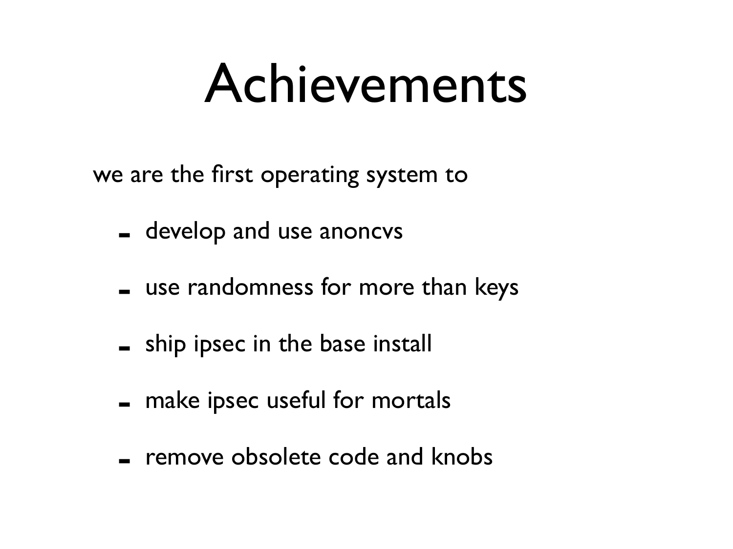# Achievements

we are the first operating system to

- develop and use anoncvs
- use randomness for more than keys
- ship ipsec in the base install
- make ipsec useful for mortals
- remove obsolete code and knobs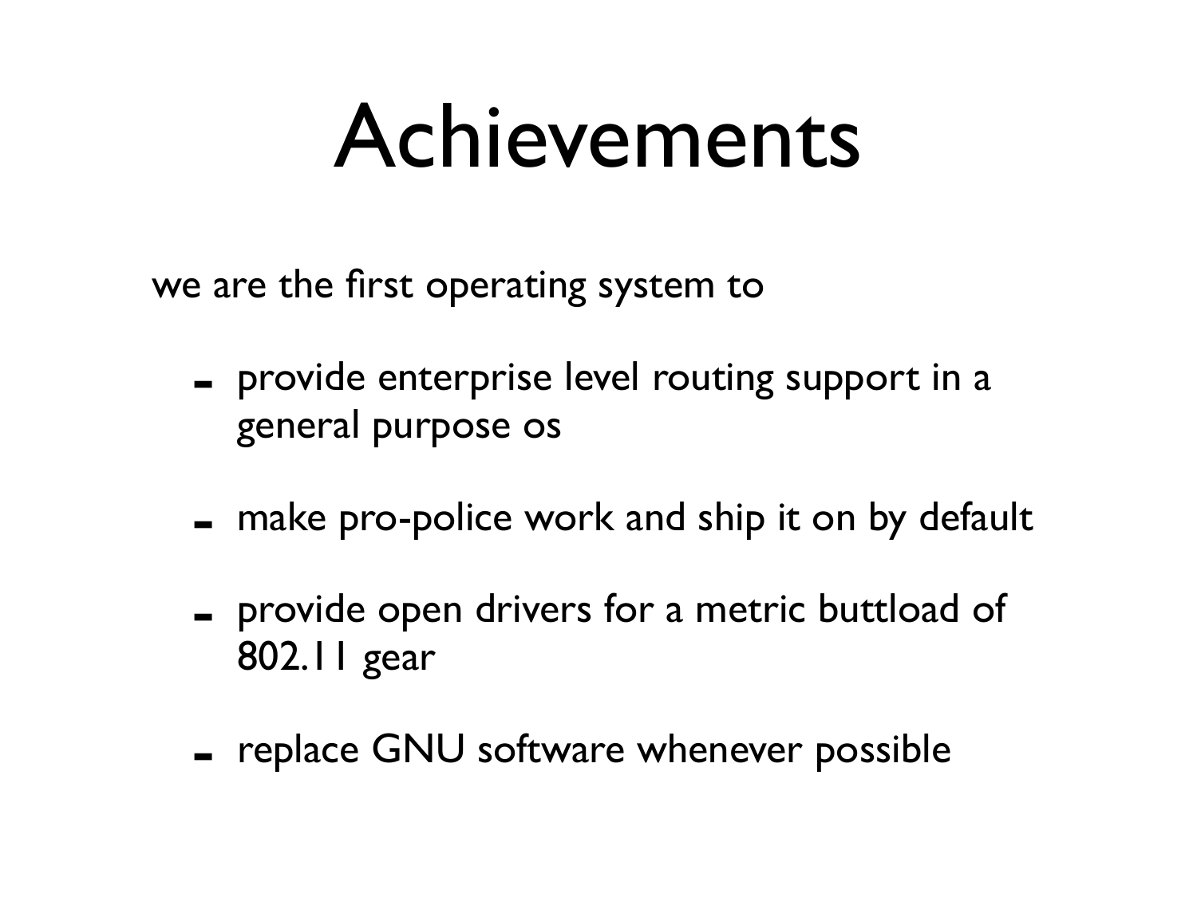# Achievements

we are the first operating system to

- provide enterprise level routing support in a general purpose os
- make pro-police work and ship it on by default
- provide open drivers for a metric buttload of 802.11 gear
- replace GNU software whenever possible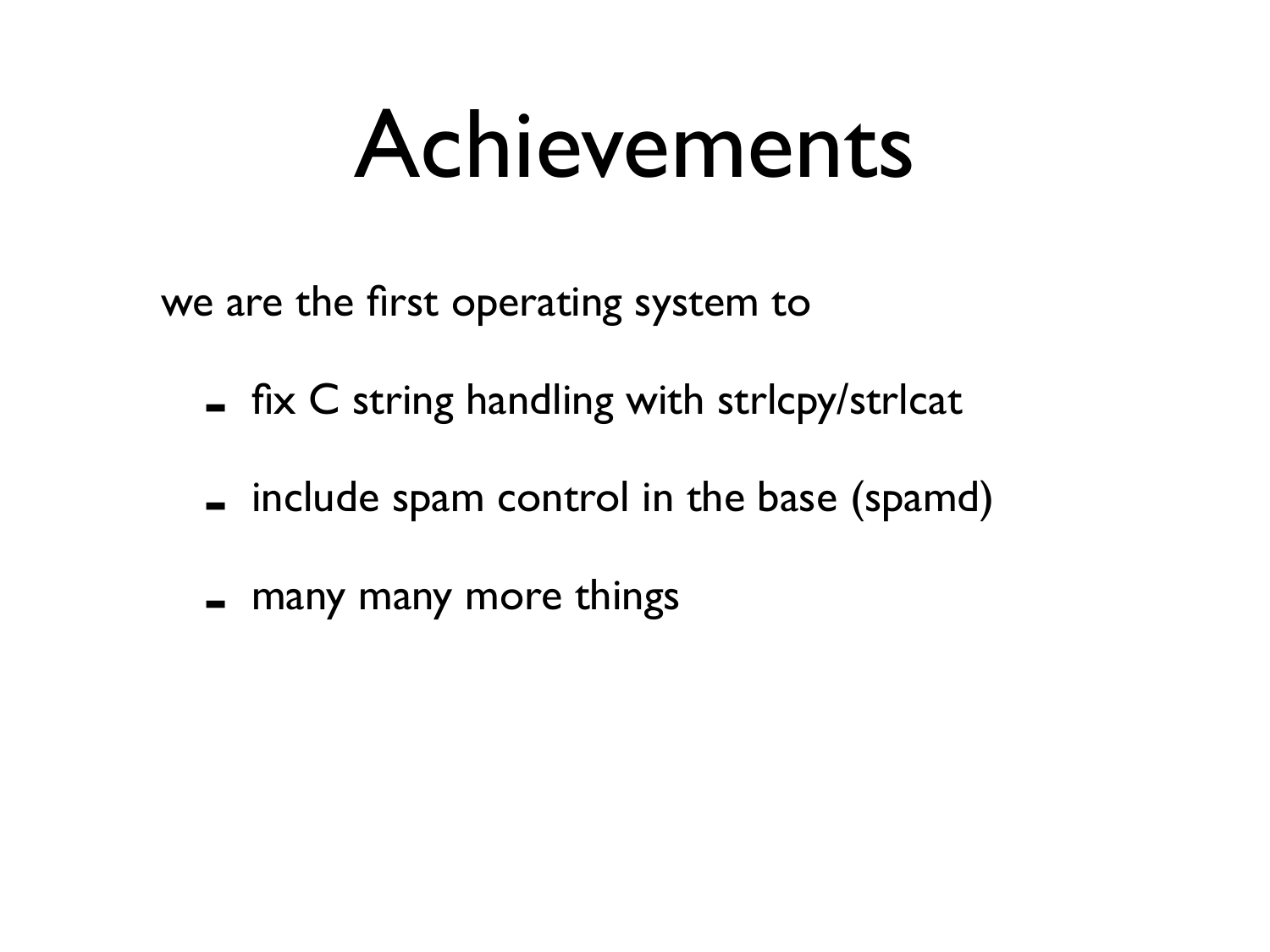# Achievements

we are the first operating system to

- fix C string handling with strlcpy/strlcat
- include spam control in the base (spamd)
- many many more things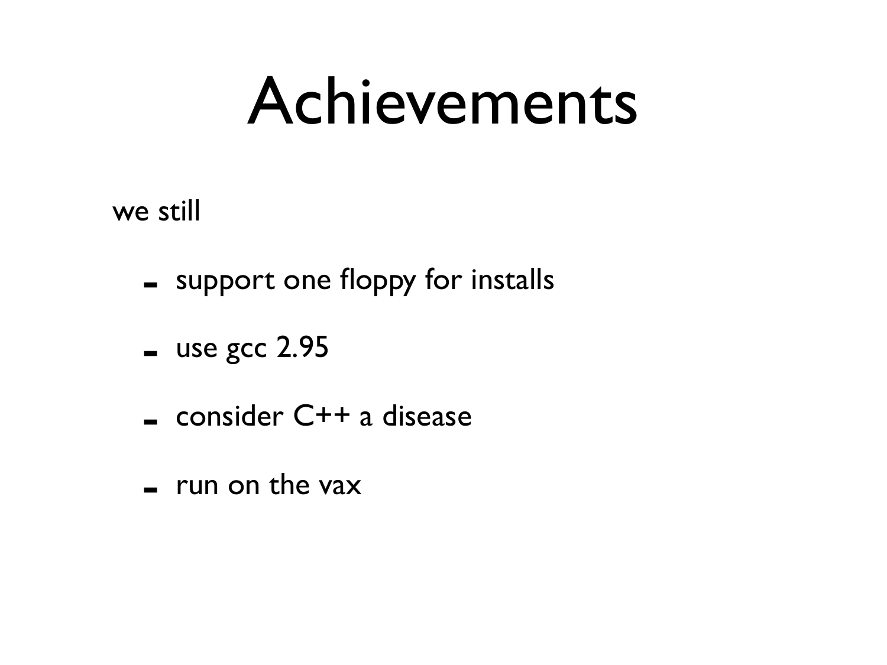# Achievements

we still

- support one floppy for installs
- use gcc 2.95
- consider C++ a disease
- run on the vax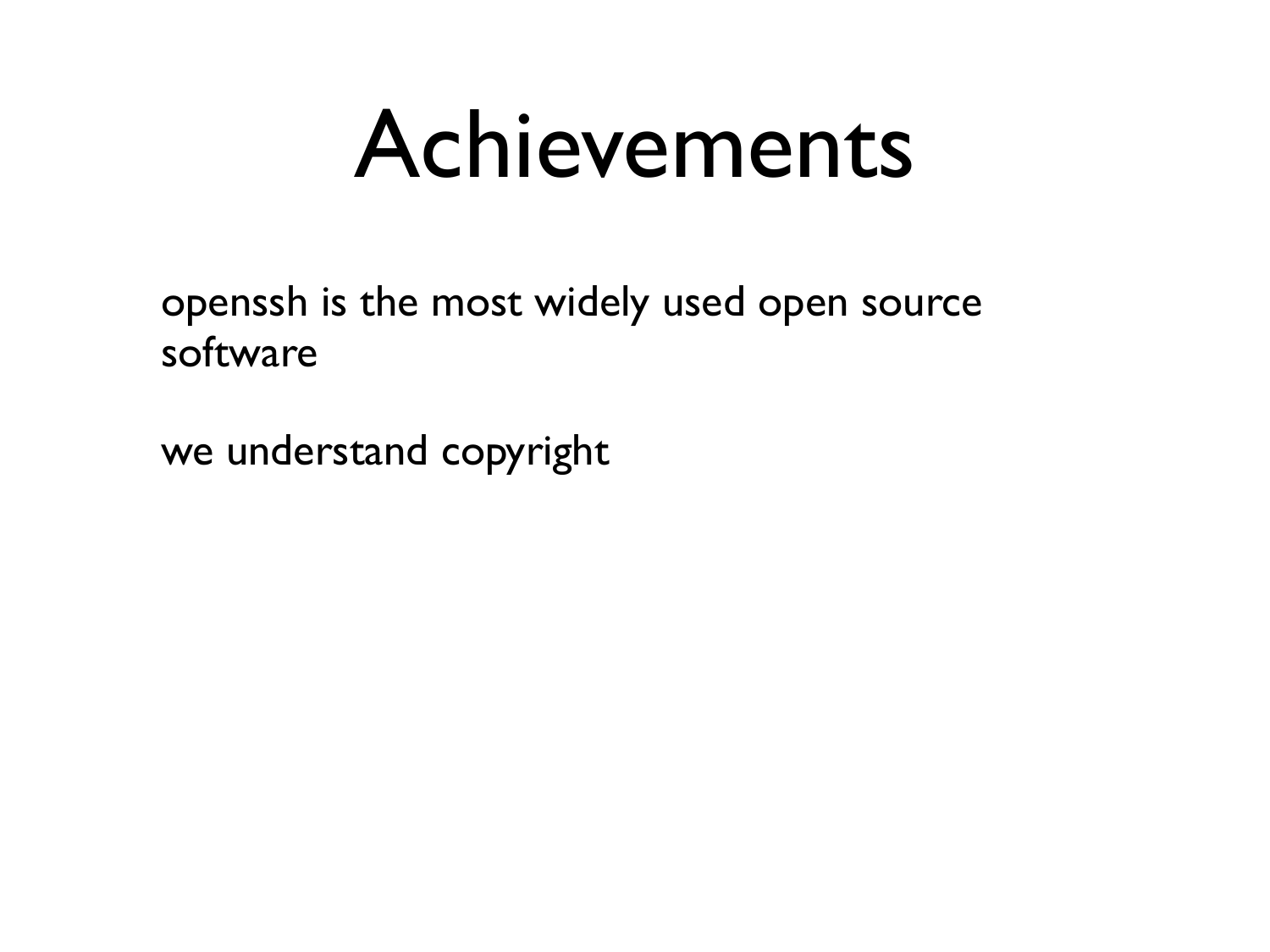# Achievements

openssh is the most widely used open source software

we understand copyright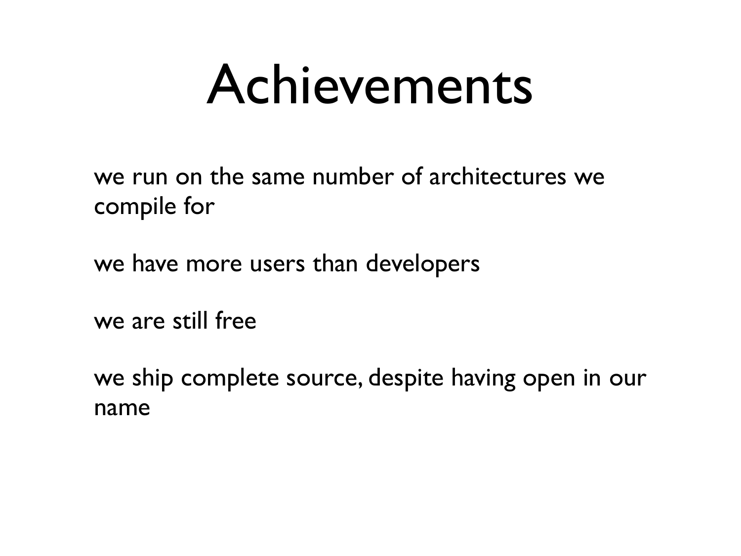# Achievements

we run on the same number of architectures we compile for

we have more users than developers

we are still free

we ship complete source, despite having open in our name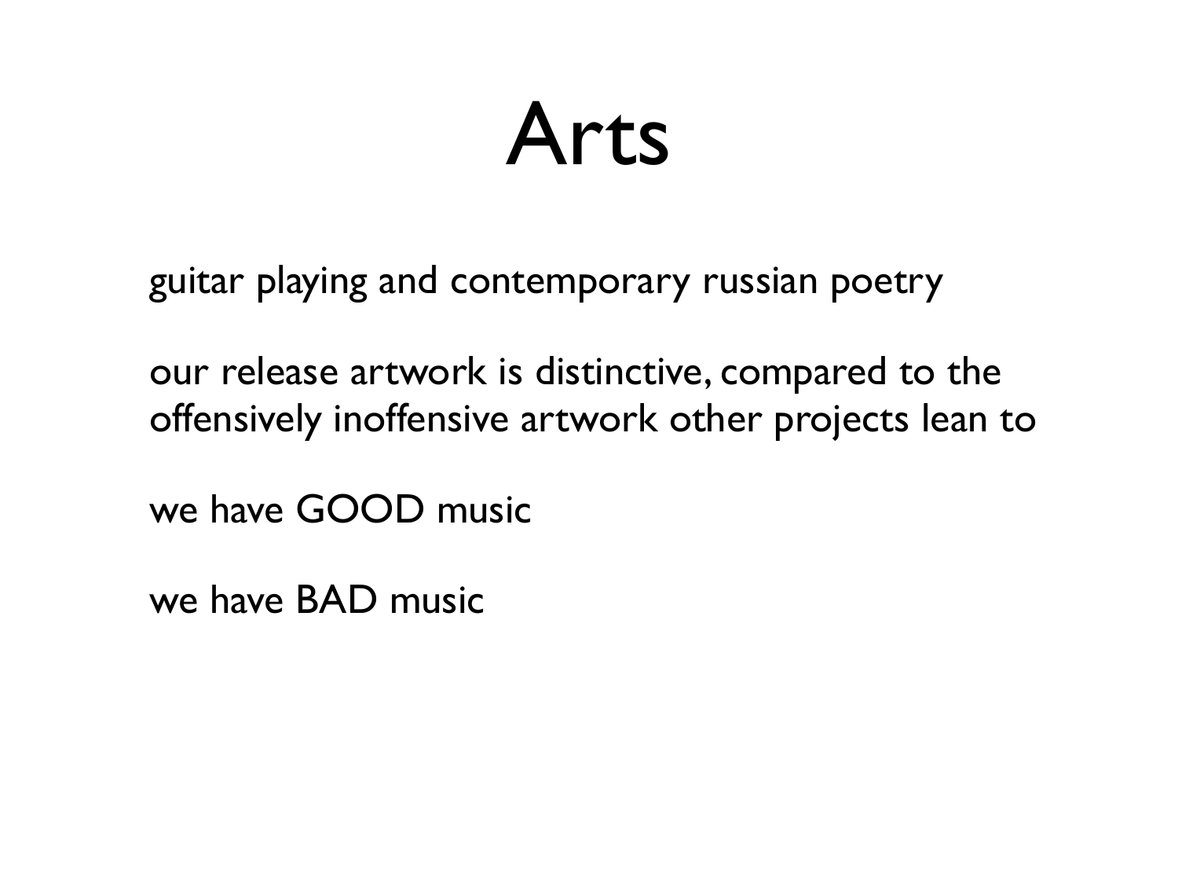# Arts

guitar playing and contemporary russian poetry

our release artwork is distinctive, compared to the offensively inoffensive artwork other projects lean to

we have GOOD music

we have BAD music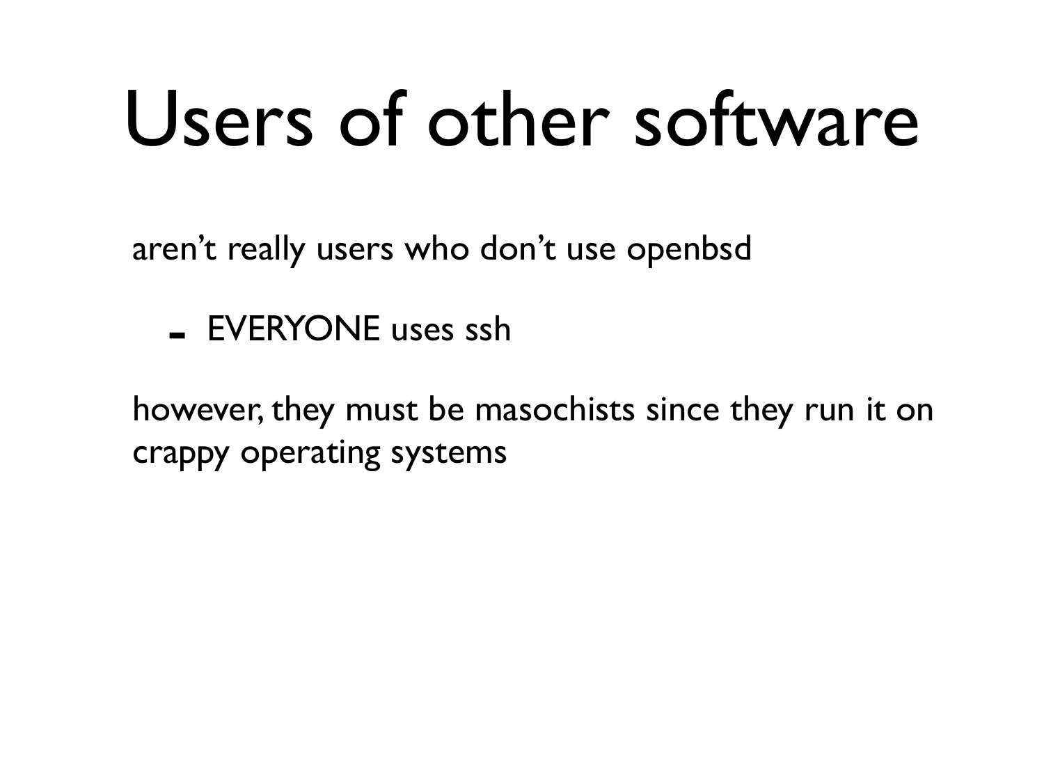# Users of other software

aren't really users who don't use openbsd

- EVERYONE uses ssh

however, they must be masochists since they run it on crappy operating systems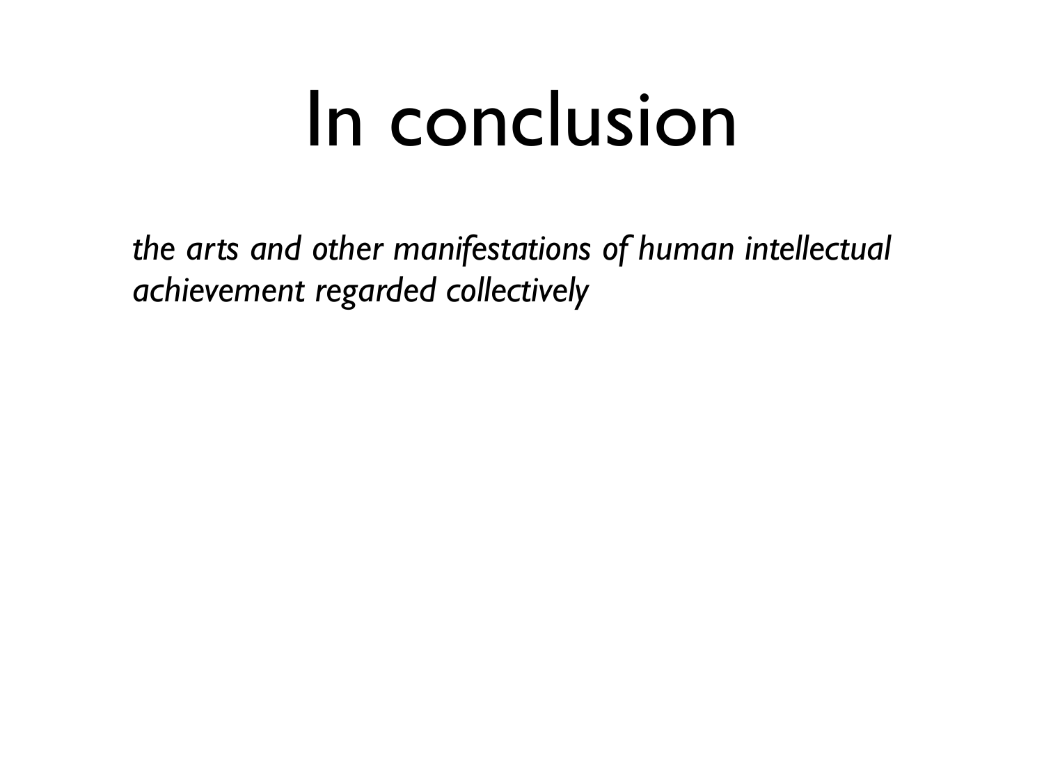# In conclusion

*the arts and other manifestations of human intellectual achievement regarded collectively*